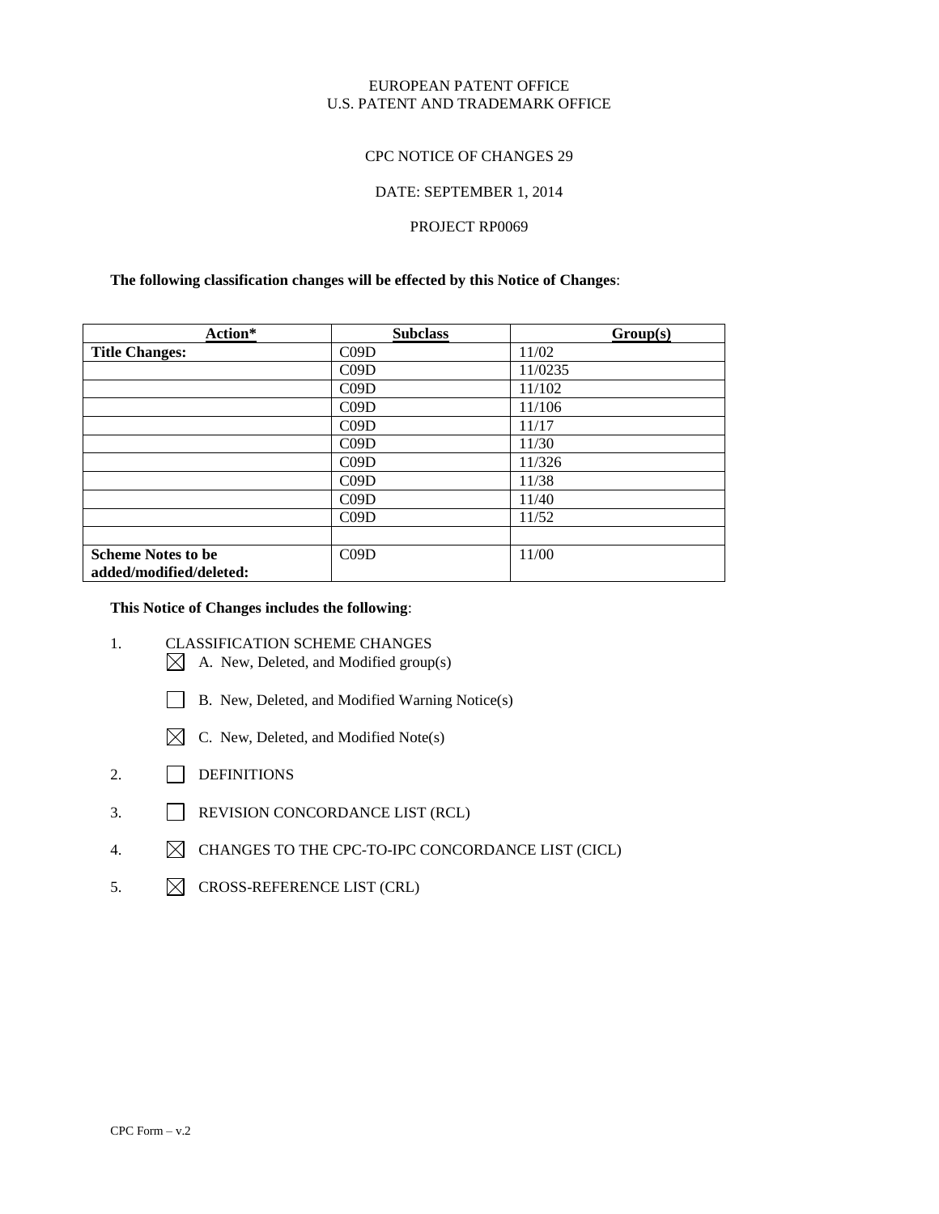EUROPEAN PATENT OFFICE
U.S. PATENT AND TRADEMARK OFFICE

CPC NOTICE OF CHANGES 29

DATE: SEPTEMBER 1, 2014

PROJECT RP0069

**The following classification changes will be effected by this Notice of Changes**:

| Action* | Subclass | Group(s) |
|---|---|---|
| **Title Changes:** | C09D | 11/02 |
| | C09D | 11/0235 |
| | C09D | 11/102 |
| | C09D | 11/106 |
| | C09D | 11/17 |
| | C09D | 11/30 |
| | C09D | 11/326 |
| | C09D | 11/38 |
| | C09D | 11/40 |
| | C09D | 11/52 |
| | | |
| **Scheme Notes to be added/modified/deleted:** | C09D | 11/00 |

**This Notice of Changes includes the following**:

1. CLASSIFICATION SCHEME CHANGES
   - ☒ A. New, Deleted, and Modified group(s)
   - ☐ B. New, Deleted, and Modified Warning Notice(s)
   - ☒ C. New, Deleted, and Modified Note(s)
2. ☐ DEFINITIONS
3. ☐ REVISION CONCORDANCE LIST (RCL)
4. ☒ CHANGES TO THE CPC-TO-IPC CONCORDANCE LIST (CICL)
5. ☒ CROSS-REFERENCE LIST (CRL)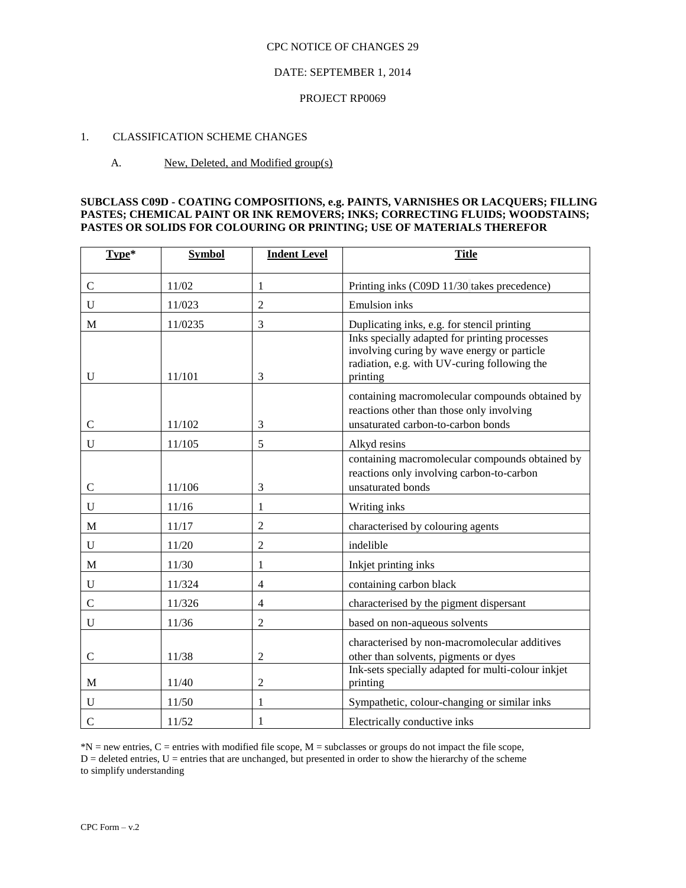CPC NOTICE OF CHANGES 29

DATE: SEPTEMBER 1, 2014

PROJECT RP0069

1. CLASSIFICATION SCHEME CHANGES

A. New, Deleted, and Modified group(s)

**SUBCLASS C09D - COATING COMPOSITIONS, e.g. PAINTS, VARNISHES OR LACQUERS; FILLING PASTES; CHEMICAL PAINT OR INK REMOVERS; INKS; CORRECTING FLUIDS; WOODSTAINS; PASTES OR SOLIDS FOR COLOURING OR PRINTING; USE OF MATERIALS THEREFOR**

| Type* | Symbol | Indent Level | Title |
|---|---|---|---|
| C | 11/02 | 1 | Printing inks (C09D 11/30 takes precedence) |
| U | 11/023 | 2 | Emulsion inks |
| M | 11/0235 | 3 | Duplicating inks, e.g. for stencil printing |
| U | 11/101 | 3 | Inks specially adapted for printing processes involving curing by wave energy or particle radiation, e.g. with UV-curing following the printing |
| C | 11/102 | 3 | containing macromolecular compounds obtained by reactions other than those only involving unsaturated carbon-to-carbon bonds |
| U | 11/105 | 5 | Alkyd resins |
| C | 11/106 | 3 | containing macromolecular compounds obtained by reactions only involving carbon-to-carbon unsaturated bonds |
| U | 11/16 | 1 | Writing inks |
| M | 11/17 | 2 | characterised by colouring agents |
| U | 11/20 | 2 | indelible |
| M | 11/30 | 1 | Inkjet printing inks |
| U | 11/324 | 4 | containing carbon black |
| C | 11/326 | 4 | characterised by the pigment dispersant |
| U | 11/36 | 2 | based on non-aqueous solvents |
| C | 11/38 | 2 | characterised by non-macromolecular additives other than solvents, pigments or dyes |
| M | 11/40 | 2 | Ink-sets specially adapted for multi-colour inkjet printing |
| U | 11/50 | 1 | Sympathetic, colour-changing or similar inks |
| C | 11/52 | 1 | Electrically conductive inks |

*N = new entries, C = entries with modified file scope, M = subclasses or groups do not impact the file scope, D = deleted entries, U = entries that are unchanged, but presented in order to show the hierarchy of the scheme to simplify understanding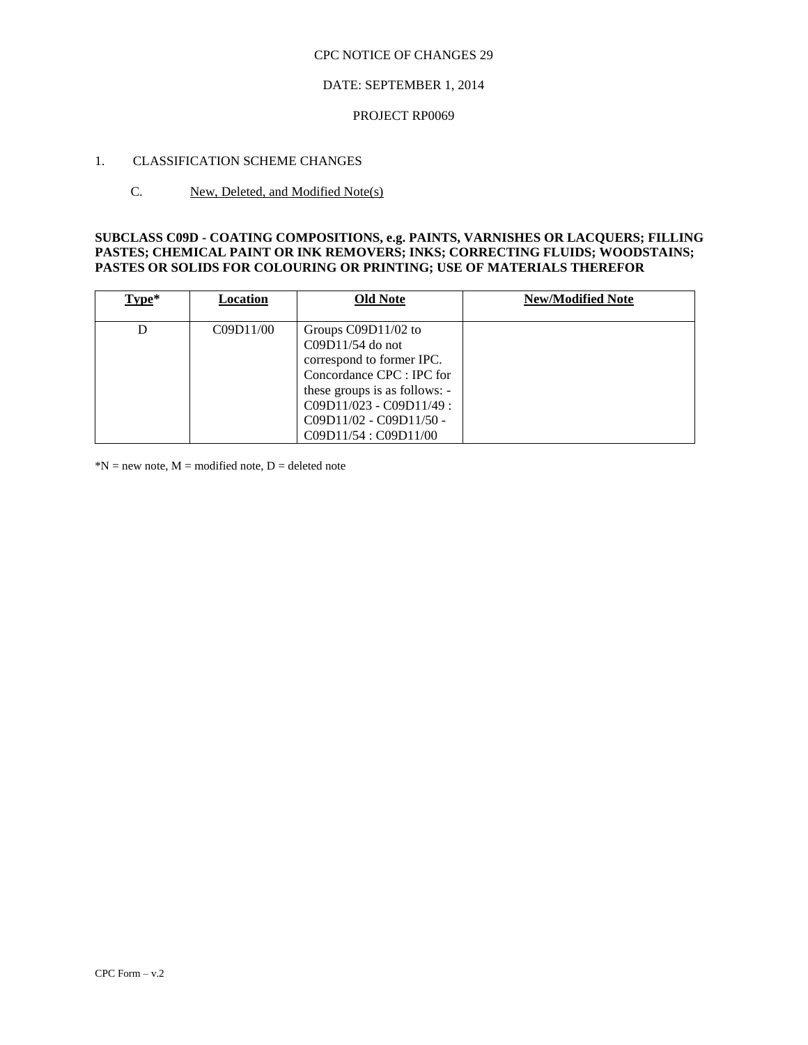CPC NOTICE OF CHANGES 29

DATE: SEPTEMBER 1, 2014

PROJECT RP0069

1. CLASSIFICATION SCHEME CHANGES

C. New, Deleted, and Modified Note(s)

**SUBCLASS C09D - COATING COMPOSITIONS, e.g. PAINTS, VARNISHES OR LACQUERS; FILLING PASTES; CHEMICAL PAINT OR INK REMOVERS; INKS; CORRECTING FLUIDS; WOODSTAINS; PASTES OR SOLIDS FOR COLOURING OR PRINTING; USE OF MATERIALS THEREFOR**

| Type* | Location | Old Note | New/Modified Note |
|---|---|---|---|
| D | C09D11/00 | Groups C09D11/02 to C09D11/54 do not correspond to former IPC. Concordance CPC : IPC for these groups is as follows: - C09D11/023 - C09D11/49 : C09D11/02 - C09D11/50 - C09D11/54 : C09D11/00 | |

*N = new note, M = modified note, D = deleted note

CPC Form – v.2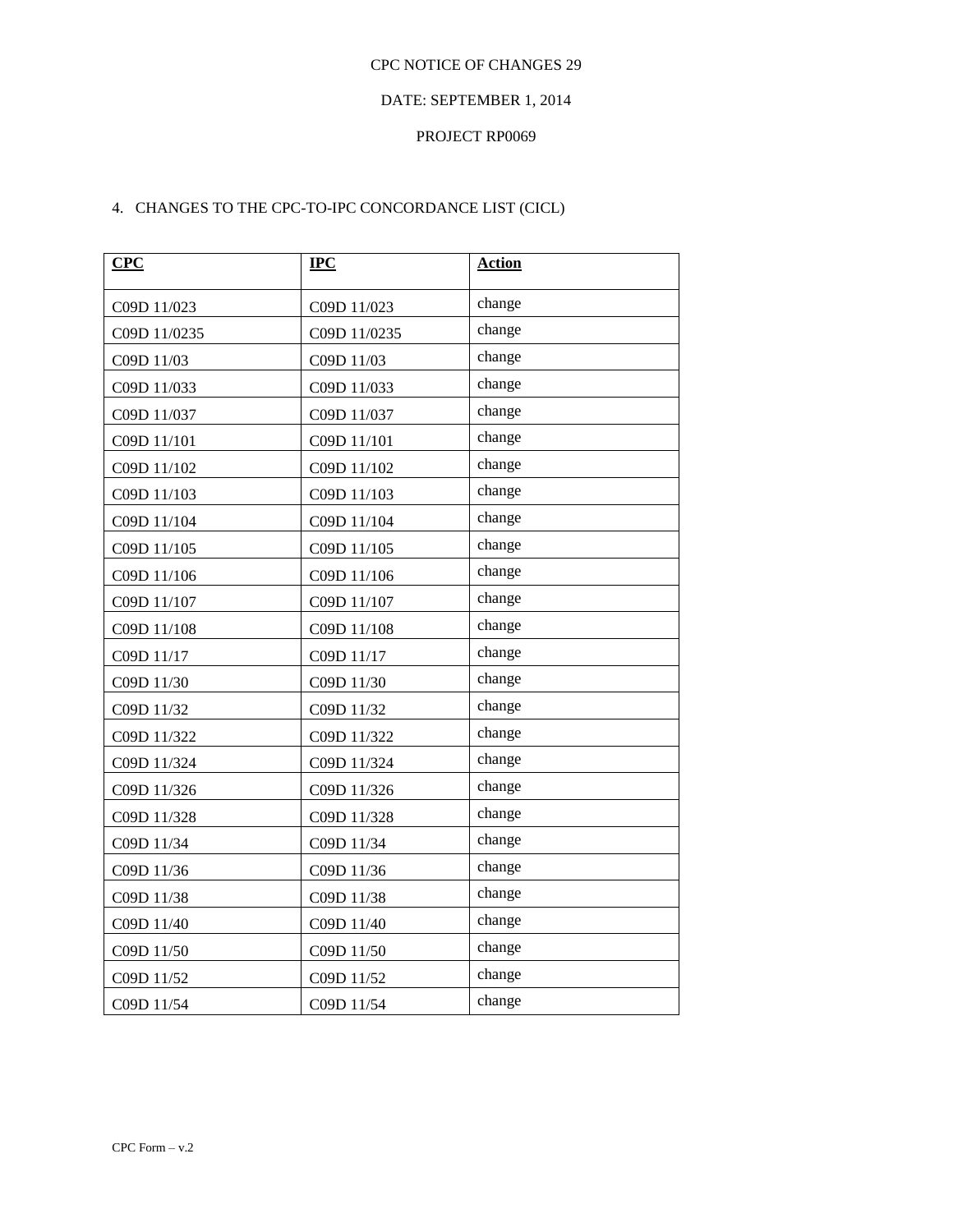CPC NOTICE OF CHANGES 29

DATE: SEPTEMBER 1, 2014

PROJECT RP0069

4. CHANGES TO THE CPC-TO-IPC CONCORDANCE LIST (CICL)

| CPC | IPC | Action |
|---|---|---|
| C09D 11/023 | C09D 11/023 | change |
| C09D 11/0235 | C09D 11/0235 | change |
| C09D 11/03 | C09D 11/03 | change |
| C09D 11/033 | C09D 11/033 | change |
| C09D 11/037 | C09D 11/037 | change |
| C09D 11/101 | C09D 11/101 | change |
| C09D 11/102 | C09D 11/102 | change |
| C09D 11/103 | C09D 11/103 | change |
| C09D 11/104 | C09D 11/104 | change |
| C09D 11/105 | C09D 11/105 | change |
| C09D 11/106 | C09D 11/106 | change |
| C09D 11/107 | C09D 11/107 | change |
| C09D 11/108 | C09D 11/108 | change |
| C09D 11/17 | C09D 11/17 | change |
| C09D 11/30 | C09D 11/30 | change |
| C09D 11/32 | C09D 11/32 | change |
| C09D 11/322 | C09D 11/322 | change |
| C09D 11/324 | C09D 11/324 | change |
| C09D 11/326 | C09D 11/326 | change |
| C09D 11/328 | C09D 11/328 | change |
| C09D 11/34 | C09D 11/34 | change |
| C09D 11/36 | C09D 11/36 | change |
| C09D 11/38 | C09D 11/38 | change |
| C09D 11/40 | C09D 11/40 | change |
| C09D 11/50 | C09D 11/50 | change |
| C09D 11/52 | C09D 11/52 | change |
| C09D 11/54 | C09D 11/54 | change |

CPC Form – v.2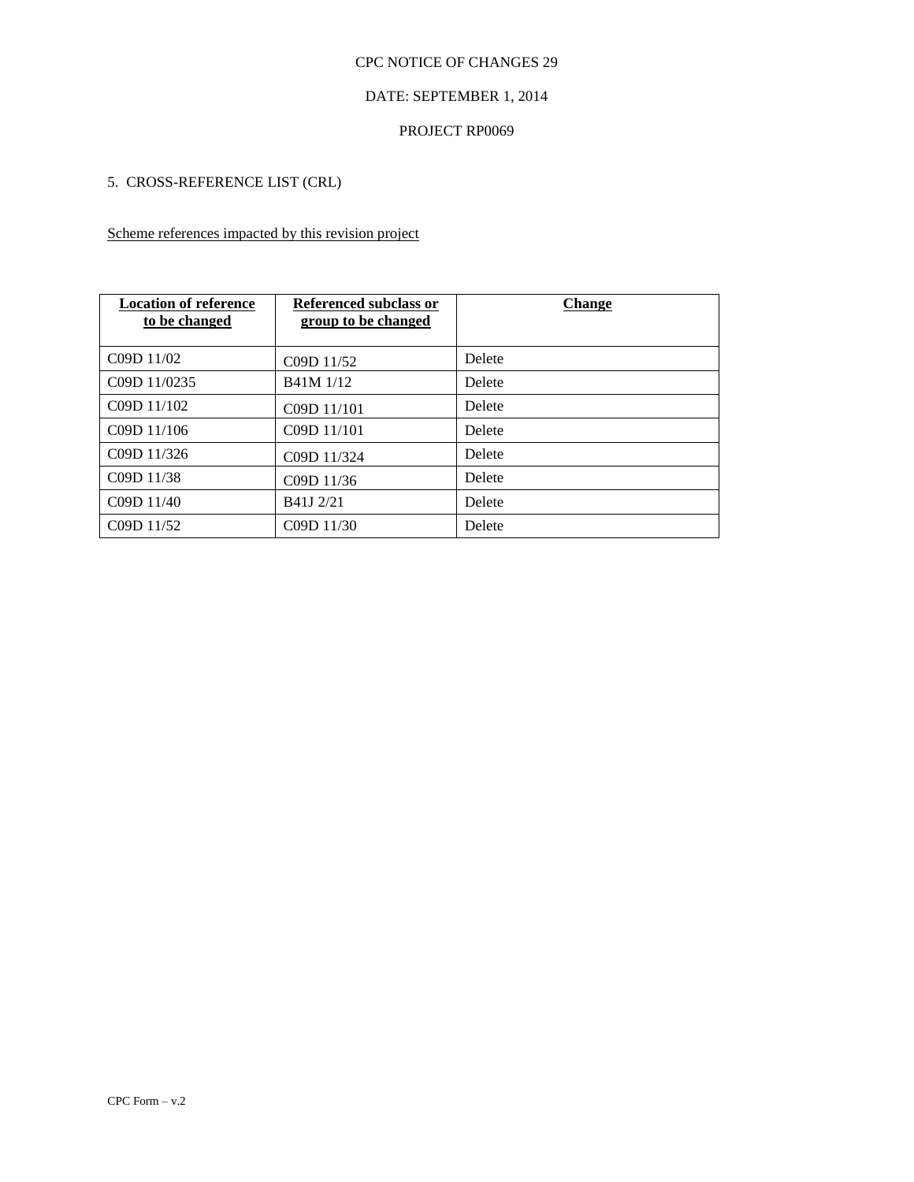CPC NOTICE OF CHANGES 29

DATE: SEPTEMBER 1, 2014

PROJECT RP0069

5. CROSS-REFERENCE LIST (CRL)

Scheme references impacted by this revision project

| **Location of reference to be changed** | **Referenced subclass or group to be changed** | **Change** |
|---|---|---|
| C09D 11/02 | C09D 11/52 | Delete |
| C09D 11/0235 | B41M 1/12 | Delete |
| C09D 11/102 | C09D 11/101 | Delete |
| C09D 11/106 | C09D 11/101 | Delete |
| C09D 11/326 | C09D 11/324 | Delete |
| C09D 11/38 | C09D 11/36 | Delete |
| C09D 11/40 | B41J 2/21 | Delete |
| C09D 11/52 | C09D 11/30 | Delete |

CPC Form – v.2